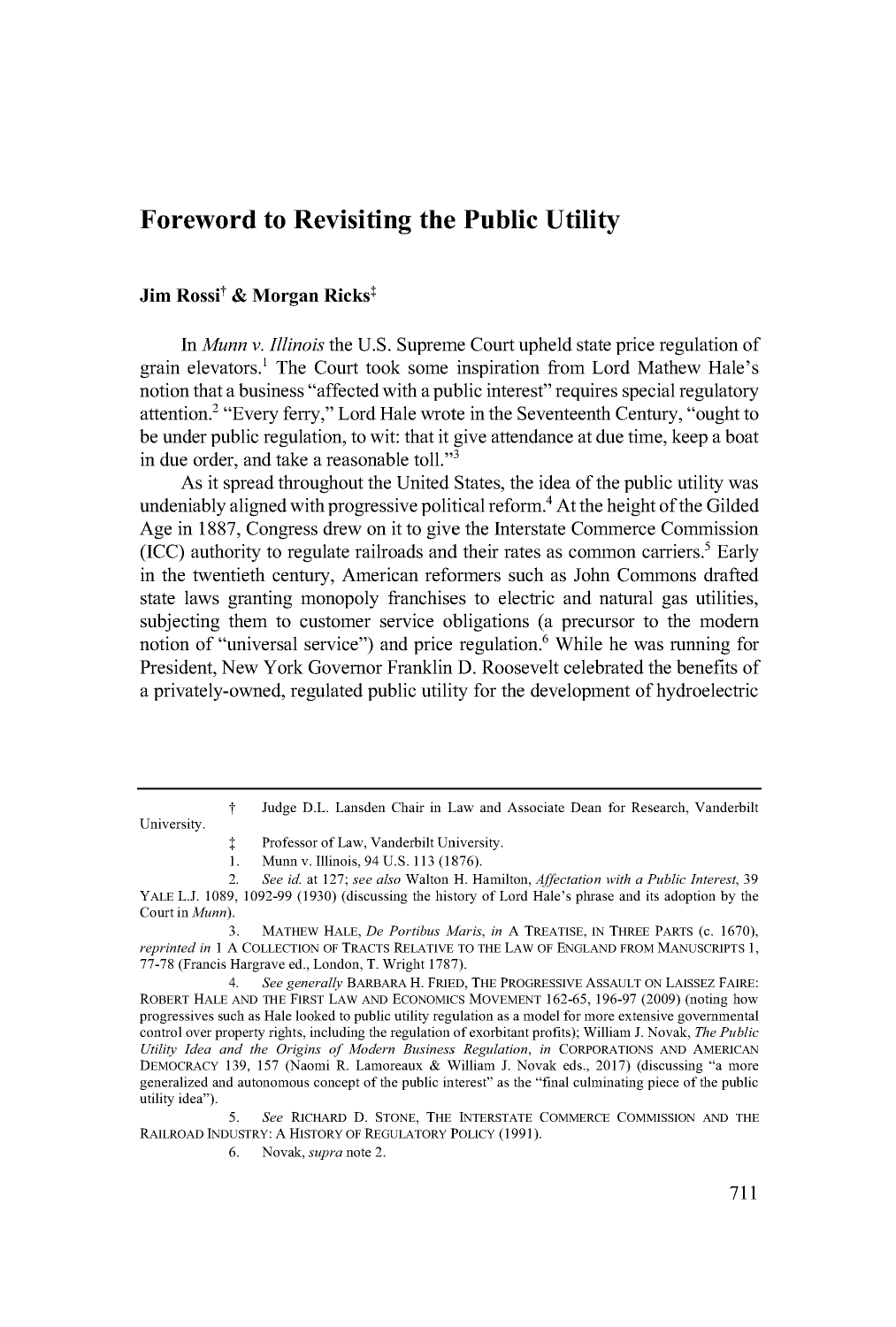# Foreword to Revisiting the Public Utility

**Jim Rossi**[†] **& Morgan Ricks**[‡]

In *Munn v. Illinois* the U.S. Supreme Court upheld state price regulation of grain elevators.[1] The Court took some inspiration from Lord Mathew Hale's notion that a business "affected with a public interest" requires special regulatory attention.[2] "Every ferry," Lord Hale wrote in the Seventeenth Century, "ought to be under public regulation, to wit: that it give attendance at due time, keep a boat in due order, and take a reasonable toll."[3]

As it spread throughout the United States, the idea of the public utility was undeniably aligned with progressive political reform.[4] At the height of the Gilded Age in 1887, Congress drew on it to give the Interstate Commerce Commission (ICC) authority to regulate railroads and their rates as common carriers.[5] Early in the twentieth century, American reformers such as John Commons drafted state laws granting monopoly franchises to electric and natural gas utilities, subjecting them to customer service obligations (a precursor to the modern notion of "universal service") and price regulation.[6] While he was running for President, New York Governor Franklin D. Roosevelt celebrated the benefits of a privately-owned, regulated public utility for the development of hydroelectric

---

† Judge D.L. Lansden Chair in Law and Associate Dean for Research, Vanderbilt University.

‡ Professor of Law, Vanderbilt University.

1. Munn v. Illinois, 94 U.S. 113 (1876).

2. *See id.* at 127; *see also* Walton H. Hamilton, *Affectation with a Public Interest*, 39 YALE L.J. 1089, 1092-99 (1930) (discussing the history of Lord Hale's phrase and its adoption by the Court in *Munn*).

3. MATHEW HALE, *De Portibus Maris*, *in* A TREATISE, IN THREE PARTS (c. 1670), *reprinted in* 1 A COLLECTION OF TRACTS RELATIVE TO THE LAW OF ENGLAND FROM MANUSCRIPTS 1, 77-78 (Francis Hargrave ed., London, T. Wright 1787).

4. *See generally* BARBARA H. FRIED, THE PROGRESSIVE ASSAULT ON LAISSEZ FAIRE: ROBERT HALE AND THE FIRST LAW AND ECONOMICS MOVEMENT 162-65, 196-97 (2009) (noting how progressives such as Hale looked to public utility regulation as a model for more extensive governmental control over property rights, including the regulation of exorbitant profits); William J. Novak, *The Public Utility Idea and the Origins of Modern Business Regulation*, *in* CORPORATIONS AND AMERICAN DEMOCRACY 139, 157 (Naomi R. Lamoreaux & William J. Novak eds., 2017) (discussing "a more generalized and autonomous concept of the public interest" as the "final culminating piece of the public utility idea").

5. *See* RICHARD D. STONE, THE INTERSTATE COMMERCE COMMISSION AND THE RAILROAD INDUSTRY: A HISTORY OF REGULATORY POLICY (1991).

6. Novak, *supra* note 2.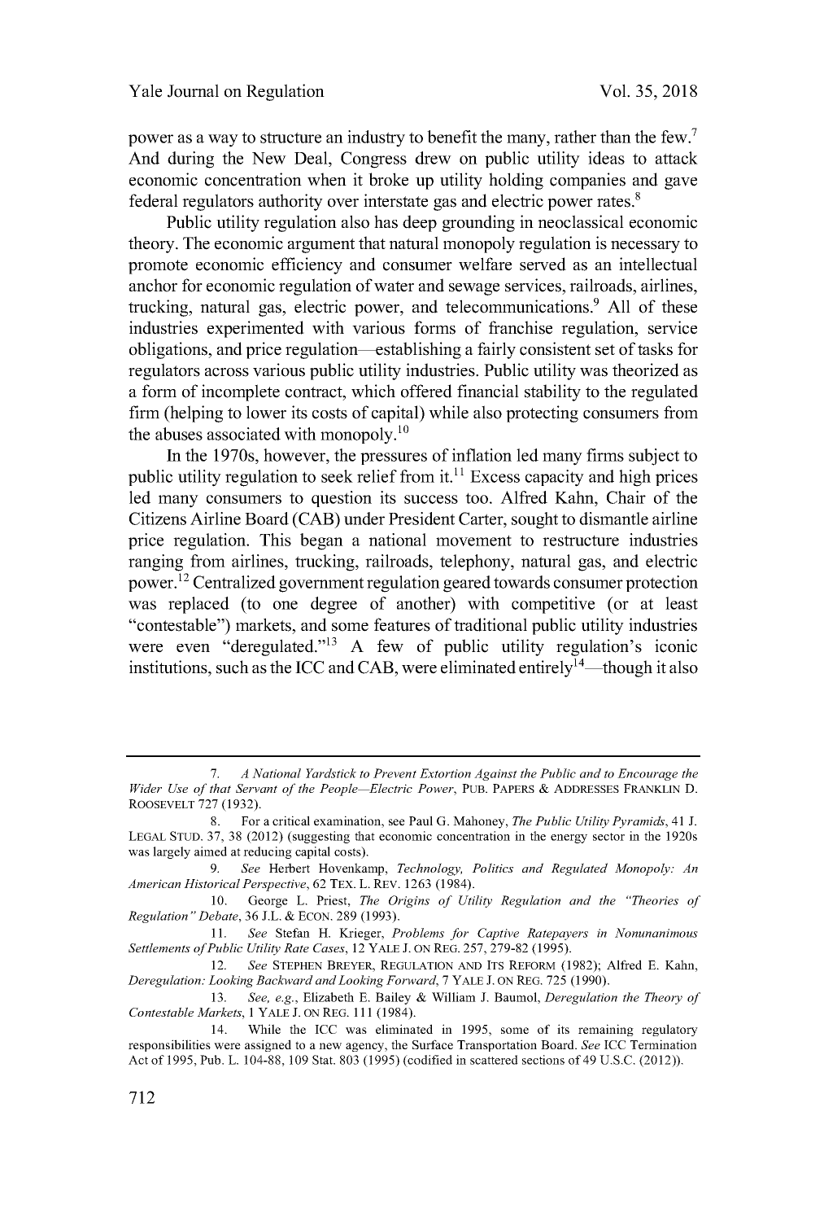power as a way to structure an industry to benefit the many, rather than the few.[7] And during the New Deal, Congress drew on public utility ideas to attack economic concentration when it broke up utility holding companies and gave federal regulators authority over interstate gas and electric power rates.[8]

Public utility regulation also has deep grounding in neoclassical economic theory. The economic argument that natural monopoly regulation is necessary to promote economic efficiency and consumer welfare served as an intellectual anchor for economic regulation of water and sewage services, railroads, airlines, trucking, natural gas, electric power, and telecommunications.[9] All of these industries experimented with various forms of franchise regulation, service obligations, and price regulation—establishing a fairly consistent set of tasks for regulators across various public utility industries. Public utility was theorized as a form of incomplete contract, which offered financial stability to the regulated firm (helping to lower its costs of capital) while also protecting consumers from the abuses associated with monopoly.[10]

In the 1970s, however, the pressures of inflation led many firms subject to public utility regulation to seek relief from it.[11] Excess capacity and high prices led many consumers to question its success too. Alfred Kahn, Chair of the Citizens Airline Board (CAB) under President Carter, sought to dismantle airline price regulation. This began a national movement to restructure industries ranging from airlines, trucking, railroads, telephony, natural gas, and electric power.[12] Centralized government regulation geared towards consumer protection was replaced (to one degree of another) with competitive (or at least "contestable") markets, and some features of traditional public utility industries were even "deregulated."[13] A few of public utility regulation's iconic institutions, such as the ICC and CAB, were eliminated entirely[14]—though it also

---

7. *A National Yardstick to Prevent Extortion Against the Public and to Encourage the Wider Use of that Servant of the People—Electric Power*, PUB. PAPERS & ADDRESSES FRANKLIN D. ROOSEVELT 727 (1932).

8. For a critical examination, see Paul G. Mahoney, *The Public Utility Pyramids*, 41 J. LEGAL STUD. 37, 38 (2012) (suggesting that economic concentration in the energy sector in the 1920s was largely aimed at reducing capital costs).

9. *See* Herbert Hovenkamp, *Technology, Politics and Regulated Monopoly: An American Historical Perspective*, 62 TEX. L. REV. 1263 (1984).

10. George L. Priest, *The Origins of Utility Regulation and the "Theories of Regulation" Debate*, 36 J.L. & ECON. 289 (1993).

11. *See* Stefan H. Krieger, *Problems for Captive Ratepayers in Nonunanimous Settlements of Public Utility Rate Cases*, 12 YALE J. ON REG. 257, 279-82 (1995).

12. *See* STEPHEN BREYER, REGULATION AND ITS REFORM (1982); Alfred E. Kahn, *Deregulation: Looking Backward and Looking Forward*, 7 YALE J. ON REG. 725 (1990).

13. *See, e.g.*, Elizabeth E. Bailey & William J. Baumol, *Deregulation the Theory of Contestable Markets*, 1 YALE J. ON REG. 111 (1984).

14. While the ICC was eliminated in 1995, some of its remaining regulatory responsibilities were assigned to a new agency, the Surface Transportation Board. *See* ICC Termination Act of 1995, Pub. L. 104-88, 109 Stat. 803 (1995) (codified in scattered sections of 49 U.S.C. (2012)).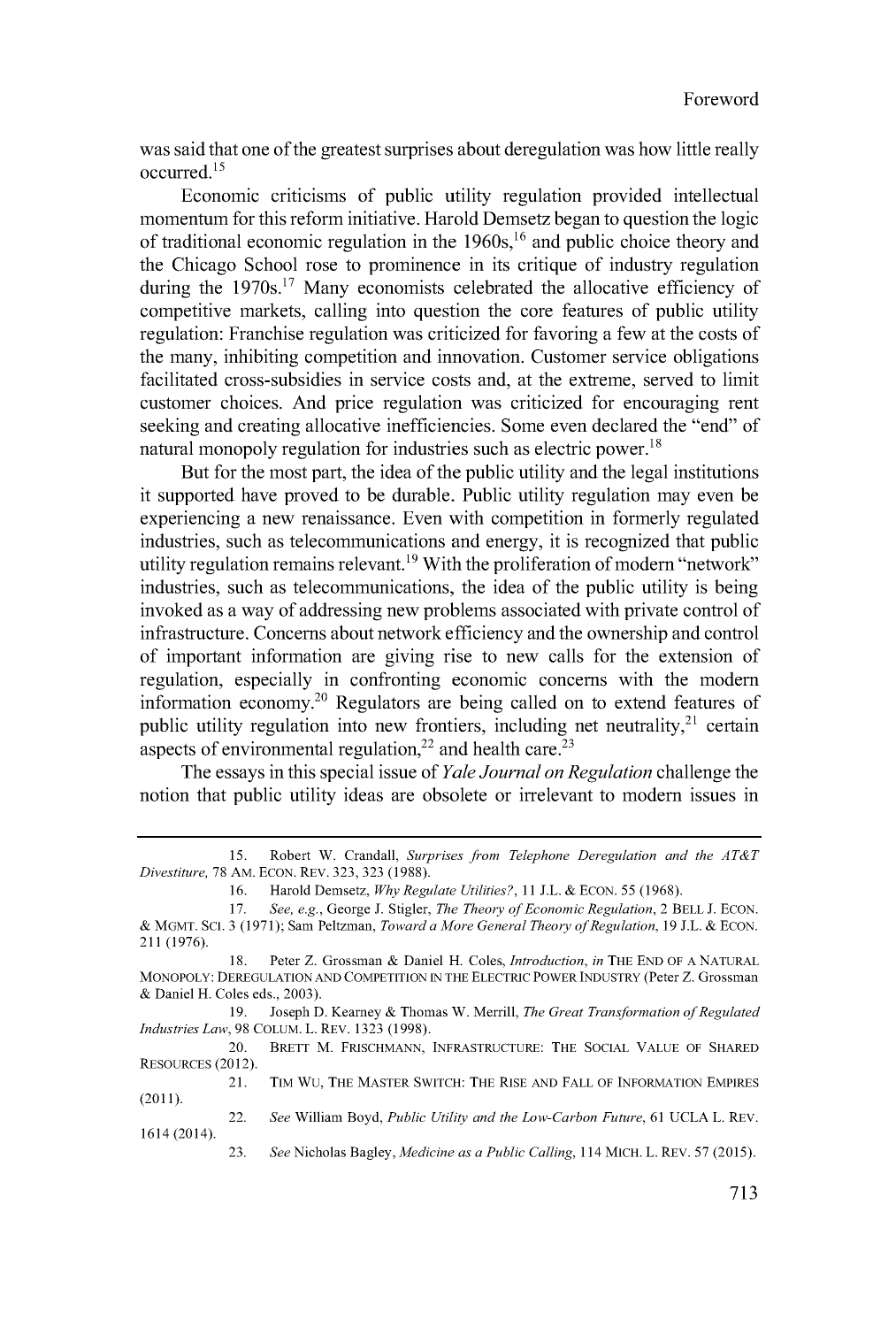was said that one of the greatest surprises about deregulation was how little really occurred.[15]

Economic criticisms of public utility regulation provided intellectual momentum for this reform initiative. Harold Demsetz began to question the logic of traditional economic regulation in the 1960s,[16] and public choice theory and the Chicago School rose to prominence in its critique of industry regulation during the 1970s.[17] Many economists celebrated the allocative efficiency of competitive markets, calling into question the core features of public utility regulation: Franchise regulation was criticized for favoring a few at the costs of the many, inhibiting competition and innovation. Customer service obligations facilitated cross-subsidies in service costs and, at the extreme, served to limit customer choices. And price regulation was criticized for encouraging rent seeking and creating allocative inefficiencies. Some even declared the "end" of natural monopoly regulation for industries such as electric power.[18]

But for the most part, the idea of the public utility and the legal institutions it supported have proved to be durable. Public utility regulation may even be experiencing a new renaissance. Even with competition in formerly regulated industries, such as telecommunications and energy, it is recognized that public utility regulation remains relevant.[19] With the proliferation of modern "network" industries, such as telecommunications, the idea of the public utility is being invoked as a way of addressing new problems associated with private control of infrastructure. Concerns about network efficiency and the ownership and control of important information are giving rise to new calls for the extension of regulation, especially in confronting economic concerns with the modern information economy.[20] Regulators are being called on to extend features of public utility regulation into new frontiers, including net neutrality,[21] certain aspects of environmental regulation,[22] and health care.[23]

The essays in this special issue of *Yale Journal on Regulation* challenge the notion that public utility ideas are obsolete or irrelevant to modern issues in

---

15. Robert W. Crandall, *Surprises from Telephone Deregulation and the AT&T Divestiture*, 78 AM. ECON. REV. 323, 323 (1988).

16. Harold Demsetz, *Why Regulate Utilities?*, 11 J.L. & ECON. 55 (1968).

17. *See, e.g.*, George J. Stigler, *The Theory of Economic Regulation*, 2 BELL J. ECON. & MGMT. SCI. 3 (1971); Sam Peltzman, *Toward a More General Theory of Regulation*, 19 J.L. & ECON. 211 (1976).

18. Peter Z. Grossman & Daniel H. Coles, *Introduction*, *in* THE END OF A NATURAL MONOPOLY: DEREGULATION AND COMPETITION IN THE ELECTRIC POWER INDUSTRY (Peter Z. Grossman & Daniel H. Coles eds., 2003).

19. Joseph D. Kearney & Thomas W. Merrill, *The Great Transformation of Regulated Industries Law*, 98 COLUM. L. REV. 1323 (1998).

20. BRETT M. FRISCHMANN, INFRASTRUCTURE: THE SOCIAL VALUE OF SHARED RESOURCES (2012).

21. TIM WU, THE MASTER SWITCH: THE RISE AND FALL OF INFORMATION EMPIRES (2011).

22. *See* William Boyd, *Public Utility and the Low-Carbon Future*, 61 UCLA L. REV. 1614 (2014).

23. *See* Nicholas Bagley, *Medicine as a Public Calling*, 114 MICH. L. REV. 57 (2015).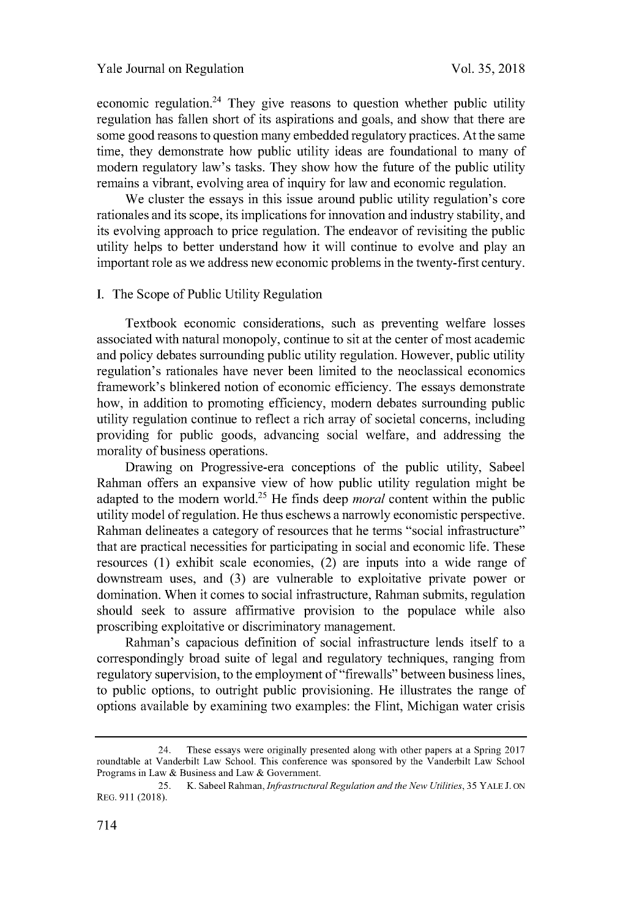economic regulation.[24] They give reasons to question whether public utility regulation has fallen short of its aspirations and goals, and show that there are some good reasons to question many embedded regulatory practices. At the same time, they demonstrate how public utility ideas are foundational to many of modern regulatory law's tasks. They show how the future of the public utility remains a vibrant, evolving area of inquiry for law and economic regulation.

We cluster the essays in this issue around public utility regulation's core rationales and its scope, its implications for innovation and industry stability, and its evolving approach to price regulation. The endeavor of revisiting the public utility helps to better understand how it will continue to evolve and play an important role as we address new economic problems in the twenty-first century.

## I. The Scope of Public Utility Regulation

Textbook economic considerations, such as preventing welfare losses associated with natural monopoly, continue to sit at the center of most academic and policy debates surrounding public utility regulation. However, public utility regulation's rationales have never been limited to the neoclassical economics framework's blinkered notion of economic efficiency. The essays demonstrate how, in addition to promoting efficiency, modern debates surrounding public utility regulation continue to reflect a rich array of societal concerns, including providing for public goods, advancing social welfare, and addressing the morality of business operations.

Drawing on Progressive-era conceptions of the public utility, Sabeel Rahman offers an expansive view of how public utility regulation might be adapted to the modern world.[25] He finds deep *moral* content within the public utility model of regulation. He thus eschews a narrowly economistic perspective. Rahman delineates a category of resources that he terms "social infrastructure" that are practical necessities for participating in social and economic life. These resources (1) exhibit scale economies, (2) are inputs into a wide range of downstream uses, and (3) are vulnerable to exploitative private power or domination. When it comes to social infrastructure, Rahman submits, regulation should seek to assure affirmative provision to the populace while also proscribing exploitative or discriminatory management.

Rahman's capacious definition of social infrastructure lends itself to a correspondingly broad suite of legal and regulatory techniques, ranging from regulatory supervision, to the employment of "firewalls" between business lines, to public options, to outright public provisioning. He illustrates the range of options available by examining two examples: the Flint, Michigan water crisis

---

24. These essays were originally presented along with other papers at a Spring 2017 roundtable at Vanderbilt Law School. This conference was sponsored by the Vanderbilt Law School Programs in Law & Business and Law & Government.

25. K. Sabeel Rahman, *Infrastructural Regulation and the New Utilities*, 35 YALE J. ON REG. 911 (2018).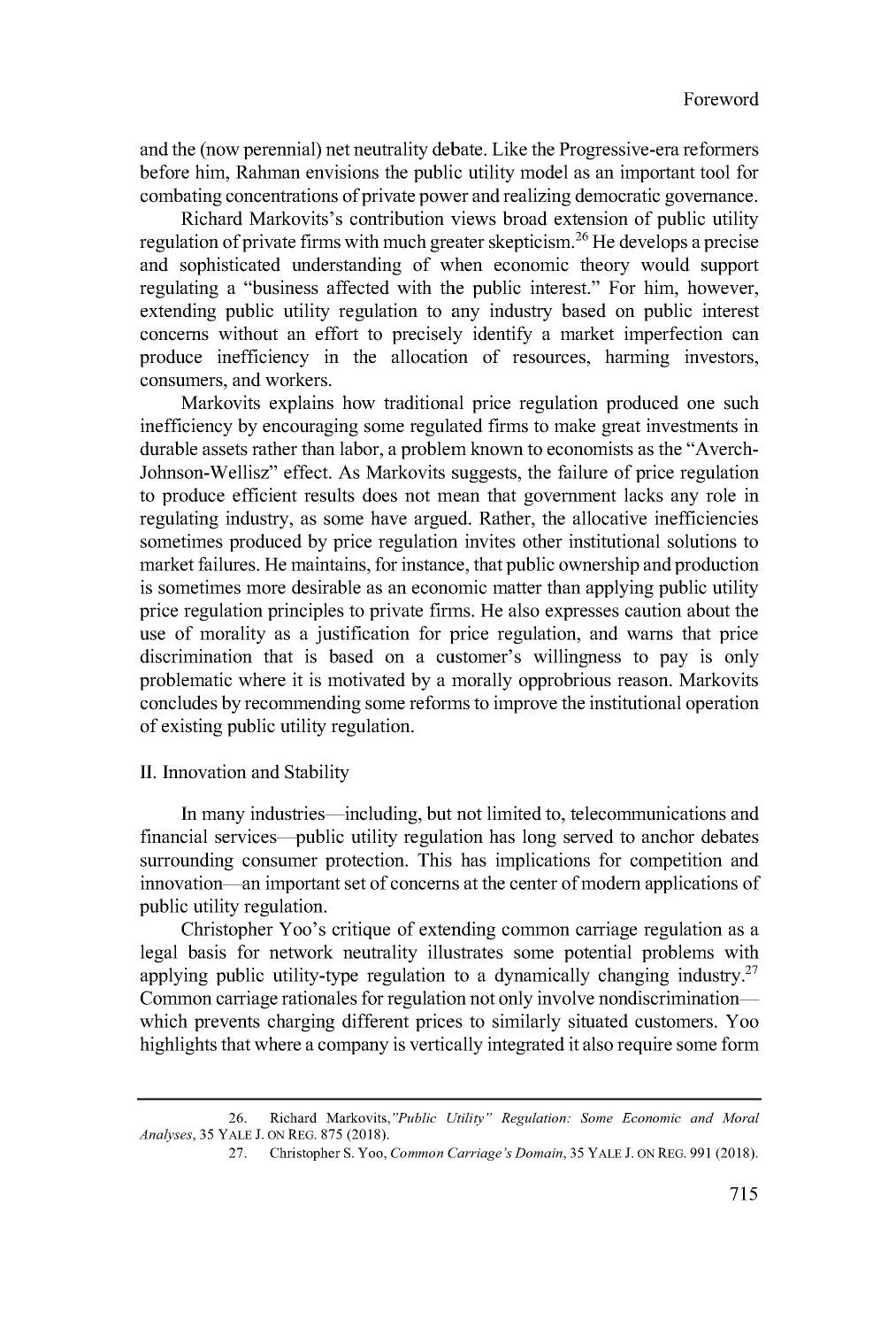and the (now perennial) net neutrality debate. Like the Progressive-era reformers before him, Rahman envisions the public utility model as an important tool for combating concentrations of private power and realizing democratic governance.

Richard Markovits's contribution views broad extension of public utility regulation of private firms with much greater skepticism.[26] He develops a precise and sophisticated understanding of when economic theory would support regulating a "business affected with the public interest." For him, however, extending public utility regulation to any industry based on public interest concerns without an effort to precisely identify a market imperfection can produce inefficiency in the allocation of resources, harming investors, consumers, and workers.

Markovits explains how traditional price regulation produced one such inefficiency by encouraging some regulated firms to make great investments in durable assets rather than labor, a problem known to economists as the "Averch-Johnson-Wellisz" effect. As Markovits suggests, the failure of price regulation to produce efficient results does not mean that government lacks any role in regulating industry, as some have argued. Rather, the allocative inefficiencies sometimes produced by price regulation invites other institutional solutions to market failures. He maintains, for instance, that public ownership and production is sometimes more desirable as an economic matter than applying public utility price regulation principles to private firms. He also expresses caution about the use of morality as a justification for price regulation, and warns that price discrimination that is based on a customer's willingness to pay is only problematic where it is motivated by a morally opprobrious reason. Markovits concludes by recommending some reforms to improve the institutional operation of existing public utility regulation.

## II. Innovation and Stability

In many industries—including, but not limited to, telecommunications and financial services—public utility regulation has long served to anchor debates surrounding consumer protection. This has implications for competition and innovation—an important set of concerns at the center of modern applications of public utility regulation.

Christopher Yoo's critique of extending common carriage regulation as a legal basis for network neutrality illustrates some potential problems with applying public utility-type regulation to a dynamically changing industry.[27] Common carriage rationales for regulation not only involve nondiscrimination—which prevents charging different prices to similarly situated customers. Yoo highlights that where a company is vertically integrated it also require some form

---

26. Richard Markovits, *"Public Utility" Regulation: Some Economic and Moral Analyses*, 35 YALE J. ON REG. 875 (2018).

27. Christopher S. Yoo, *Common Carriage's Domain*, 35 YALE J. ON REG. 991 (2018).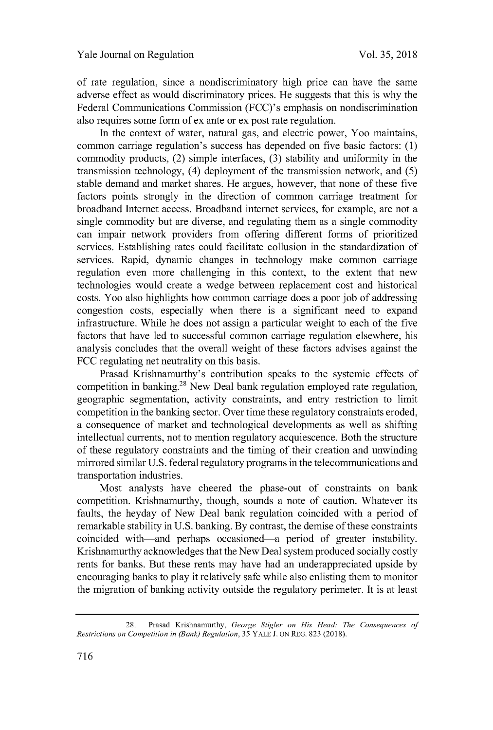of rate regulation, since a nondiscriminatory high price can have the same adverse effect as would discriminatory prices. He suggests that this is why the Federal Communications Commission (FCC)'s emphasis on nondiscrimination also requires some form of ex ante or ex post rate regulation.

In the context of water, natural gas, and electric power, Yoo maintains, common carriage regulation's success has depended on five basic factors: (1) commodity products, (2) simple interfaces, (3) stability and uniformity in the transmission technology, (4) deployment of the transmission network, and (5) stable demand and market shares. He argues, however, that none of these five factors points strongly in the direction of common carriage treatment for broadband Internet access. Broadband internet services, for example, are not a single commodity but are diverse, and regulating them as a single commodity can impair network providers from offering different forms of prioritized services. Establishing rates could facilitate collusion in the standardization of services. Rapid, dynamic changes in technology make common carriage regulation even more challenging in this context, to the extent that new technologies would create a wedge between replacement cost and historical costs. Yoo also highlights how common carriage does a poor job of addressing congestion costs, especially when there is a significant need to expand infrastructure. While he does not assign a particular weight to each of the five factors that have led to successful common carriage regulation elsewhere, his analysis concludes that the overall weight of these factors advises against the FCC regulating net neutrality on this basis.

Prasad Krishnamurthy's contribution speaks to the systemic effects of competition in banking.[28] New Deal bank regulation employed rate regulation, geographic segmentation, activity constraints, and entry restriction to limit competition in the banking sector. Over time these regulatory constraints eroded, a consequence of market and technological developments as well as shifting intellectual currents, not to mention regulatory acquiescence. Both the structure of these regulatory constraints and the timing of their creation and unwinding mirrored similar U.S. federal regulatory programs in the telecommunications and transportation industries.

Most analysts have cheered the phase-out of constraints on bank competition. Krishnamurthy, though, sounds a note of caution. Whatever its faults, the heyday of New Deal bank regulation coincided with a period of remarkable stability in U.S. banking. By contrast, the demise of these constraints coincided with—and perhaps occasioned—a period of greater instability. Krishnamurthy acknowledges that the New Deal system produced socially costly rents for banks. But these rents may have had an underappreciated upside by encouraging banks to play it relatively safe while also enlisting them to monitor the migration of banking activity outside the regulatory perimeter. It is at least

---

28. Prasad Krishnamurthy, *George Stigler on His Head: The Consequences of Restrictions on Competition in (Bank) Regulation*, 35 YALE J. ON REG. 823 (2018).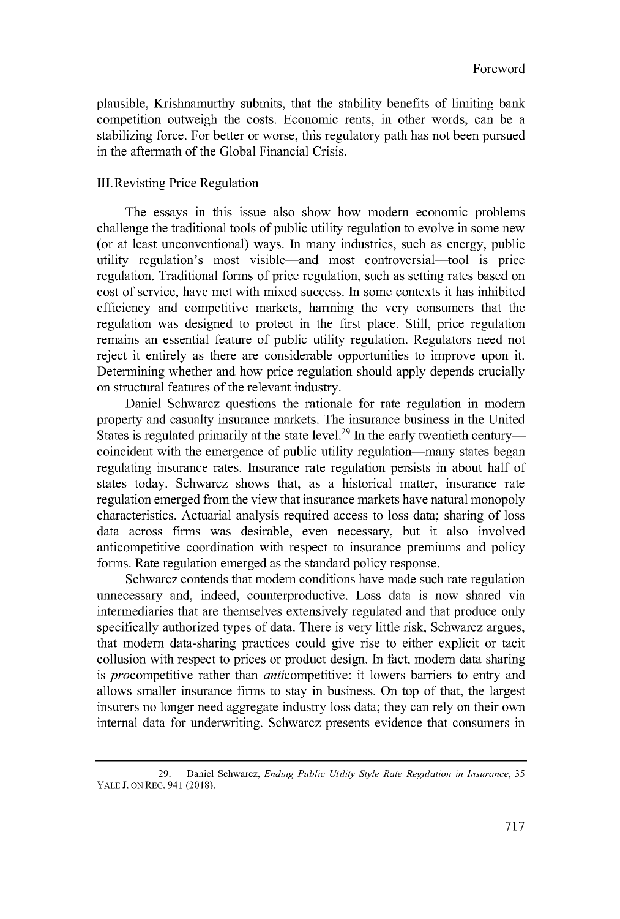plausible, Krishnamurthy submits, that the stability benefits of limiting bank competition outweigh the costs. Economic rents, in other words, can be a stabilizing force. For better or worse, this regulatory path has not been pursued in the aftermath of the Global Financial Crisis.

## III. Revisiting Price Regulation

The essays in this issue also show how modern economic problems challenge the traditional tools of public utility regulation to evolve in some new (or at least unconventional) ways. In many industries, such as energy, public utility regulation's most visible—and most controversial—tool is price regulation. Traditional forms of price regulation, such as setting rates based on cost of service, have met with mixed success. In some contexts it has inhibited efficiency and competitive markets, harming the very consumers that the regulation was designed to protect in the first place. Still, price regulation remains an essential feature of public utility regulation. Regulators need not reject it entirely as there are considerable opportunities to improve upon it. Determining whether and how price regulation should apply depends crucially on structural features of the relevant industry.

Daniel Schwarcz questions the rationale for rate regulation in modern property and casualty insurance markets. The insurance business in the United States is regulated primarily at the state level.[29] In the early twentieth century—coincident with the emergence of public utility regulation—many states began regulating insurance rates. Insurance rate regulation persists in about half of states today. Schwarcz shows that, as a historical matter, insurance rate regulation emerged from the view that insurance markets have natural monopoly characteristics. Actuarial analysis required access to loss data; sharing of loss data across firms was desirable, even necessary, but it also involved anticompetitive coordination with respect to insurance premiums and policy forms. Rate regulation emerged as the standard policy response.

Schwarcz contends that modern conditions have made such rate regulation unnecessary and, indeed, counterproductive. Loss data is now shared via intermediaries that are themselves extensively regulated and that produce only specifically authorized types of data. There is very little risk, Schwarcz argues, that modern data-sharing practices could give rise to either explicit or tacit collusion with respect to prices or product design. In fact, modern data sharing is *pro*competitive rather than *anti*competitive: it lowers barriers to entry and allows smaller insurance firms to stay in business. On top of that, the largest insurers no longer need aggregate industry loss data; they can rely on their own internal data for underwriting. Schwarcz presents evidence that consumers in

---

29. Daniel Schwarcz, *Ending Public Utility Style Rate Regulation in Insurance*, 35 YALE J. ON REG. 941 (2018).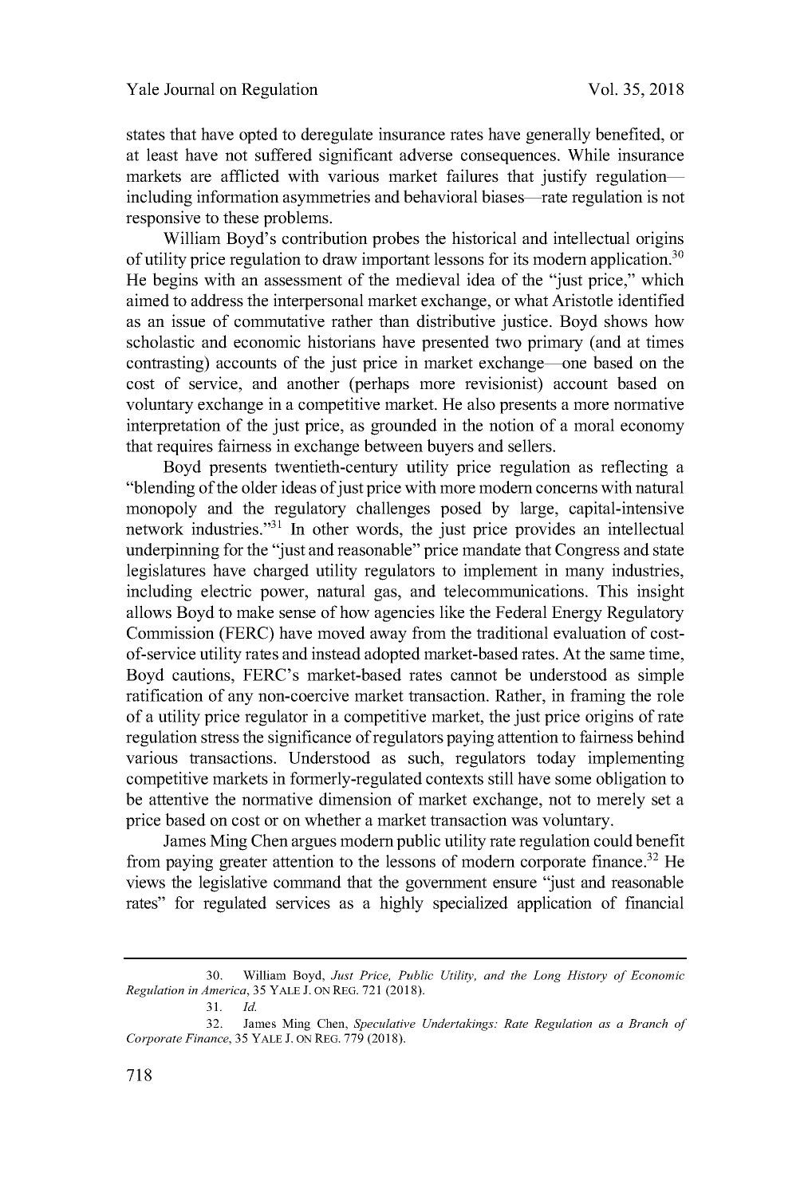states that have opted to deregulate insurance rates have generally benefited, or at least have not suffered significant adverse consequences. While insurance markets are afflicted with various market failures that justify regulation—including information asymmetries and behavioral biases—rate regulation is not responsive to these problems.

William Boyd's contribution probes the historical and intellectual origins of utility price regulation to draw important lessons for its modern application.[30] He begins with an assessment of the medieval idea of the "just price," which aimed to address the interpersonal market exchange, or what Aristotle identified as an issue of commutative rather than distributive justice. Boyd shows how scholastic and economic historians have presented two primary (and at times contrasting) accounts of the just price in market exchange—one based on the cost of service, and another (perhaps more revisionist) account based on voluntary exchange in a competitive market. He also presents a more normative interpretation of the just price, as grounded in the notion of a moral economy that requires fairness in exchange between buyers and sellers.

Boyd presents twentieth-century utility price regulation as reflecting a "blending of the older ideas of just price with more modern concerns with natural monopoly and the regulatory challenges posed by large, capital-intensive network industries."[31] In other words, the just price provides an intellectual underpinning for the "just and reasonable" price mandate that Congress and state legislatures have charged utility regulators to implement in many industries, including electric power, natural gas, and telecommunications. This insight allows Boyd to make sense of how agencies like the Federal Energy Regulatory Commission (FERC) have moved away from the traditional evaluation of cost-of-service utility rates and instead adopted market-based rates. At the same time, Boyd cautions, FERC's market-based rates cannot be understood as simple ratification of any non-coercive market transaction. Rather, in framing the role of a utility price regulator in a competitive market, the just price origins of rate regulation stress the significance of regulators paying attention to fairness behind various transactions. Understood as such, regulators today implementing competitive markets in formerly-regulated contexts still have some obligation to be attentive the normative dimension of market exchange, not to merely set a price based on cost or on whether a market transaction was voluntary.

James Ming Chen argues modern public utility rate regulation could benefit from paying greater attention to the lessons of modern corporate finance.[32] He views the legislative command that the government ensure "just and reasonable rates" for regulated services as a highly specialized application of financial

---

30. William Boyd, *Just Price, Public Utility, and the Long History of Economic Regulation in America*, 35 YALE J. ON REG. 721 (2018).

31. *Id.*

32. James Ming Chen, *Speculative Undertakings: Rate Regulation as a Branch of Corporate Finance*, 35 YALE J. ON REG. 779 (2018).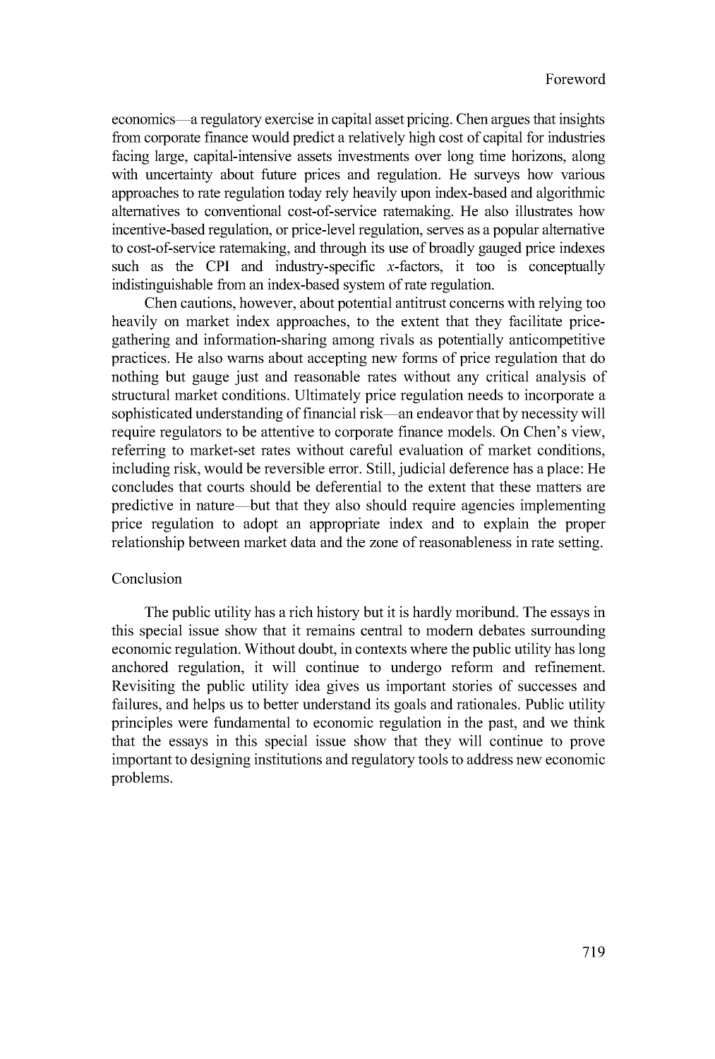economics—a regulatory exercise in capital asset pricing. Chen argues that insights from corporate finance would predict a relatively high cost of capital for industries facing large, capital-intensive assets investments over long time horizons, along with uncertainty about future prices and regulation. He surveys how various approaches to rate regulation today rely heavily upon index-based and algorithmic alternatives to conventional cost-of-service ratemaking. He also illustrates how incentive-based regulation, or price-level regulation, serves as a popular alternative to cost-of-service ratemaking, and through its use of broadly gauged price indexes such as the CPI and industry-specific *x*-factors, it too is conceptually indistinguishable from an index-based system of rate regulation.

Chen cautions, however, about potential antitrust concerns with relying too heavily on market index approaches, to the extent that they facilitate price-gathering and information-sharing among rivals as potentially anticompetitive practices. He also warns about accepting new forms of price regulation that do nothing but gauge just and reasonable rates without any critical analysis of structural market conditions. Ultimately price regulation needs to incorporate a sophisticated understanding of financial risk—an endeavor that by necessity will require regulators to be attentive to corporate finance models. On Chen's view, referring to market-set rates without careful evaluation of market conditions, including risk, would be reversible error. Still, judicial deference has a place: He concludes that courts should be deferential to the extent that these matters are predictive in nature—but that they also should require agencies implementing price regulation to adopt an appropriate index and to explain the proper relationship between market data and the zone of reasonableness in rate setting.

## Conclusion

The public utility has a rich history but it is hardly moribund. The essays in this special issue show that it remains central to modern debates surrounding economic regulation. Without doubt, in contexts where the public utility has long anchored regulation, it will continue to undergo reform and refinement. Revisiting the public utility idea gives us important stories of successes and failures, and helps us to better understand its goals and rationales. Public utility principles were fundamental to economic regulation in the past, and we think that the essays in this special issue show that they will continue to prove important to designing institutions and regulatory tools to address new economic problems.